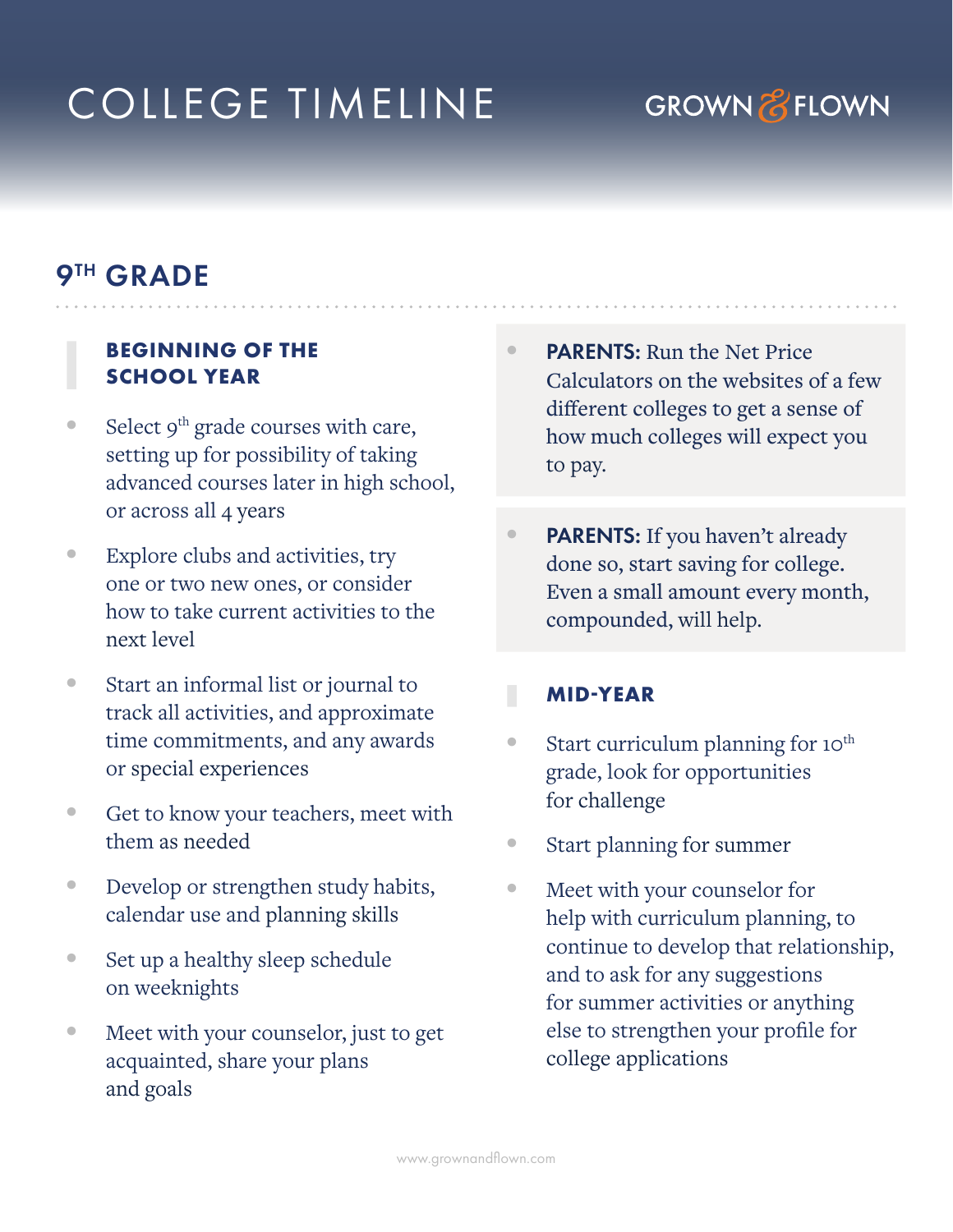# COLLEGE TIMELINE

GROWN & FLOWN

## 9TH GRADE

### BEGINNING OF THE SCHOOL YEAR

- Select 9th grade courses with care, setting up for possibility of taking advanced courses later in high school, or across all 4 years
- Explore clubs and activities, try one or two new ones, or consider how to take current activities to the next level
- Start an informal list or journal to track all activities, and approximate time commitments, and any awards or special experiences
- Get to know your teachers, meet with them as needed
- Develop or strengthen study habits, calendar use and planning skills
- Set up a healthy sleep schedule on weeknights
- Meet with your counselor, just to get acquainted, share your plans and goals

- **PARENTS:** Run the Net Price Calculators on the websites of a few different colleges to get a sense of how much colleges will expect you to pay.

- **PARENTS:** If you haven't already done so, start saving for college. Even a small amount every month, compounded, will help.

### MID-YEAR

- Start curriculum planning for 10th grade, look for opportunities for challenge
- Start planning for summer
- Meet with your counselor for help with curriculum planning, to continue to develop that relationship, and to ask for any suggestions for summer activities or anything else to strengthen your profile for college applications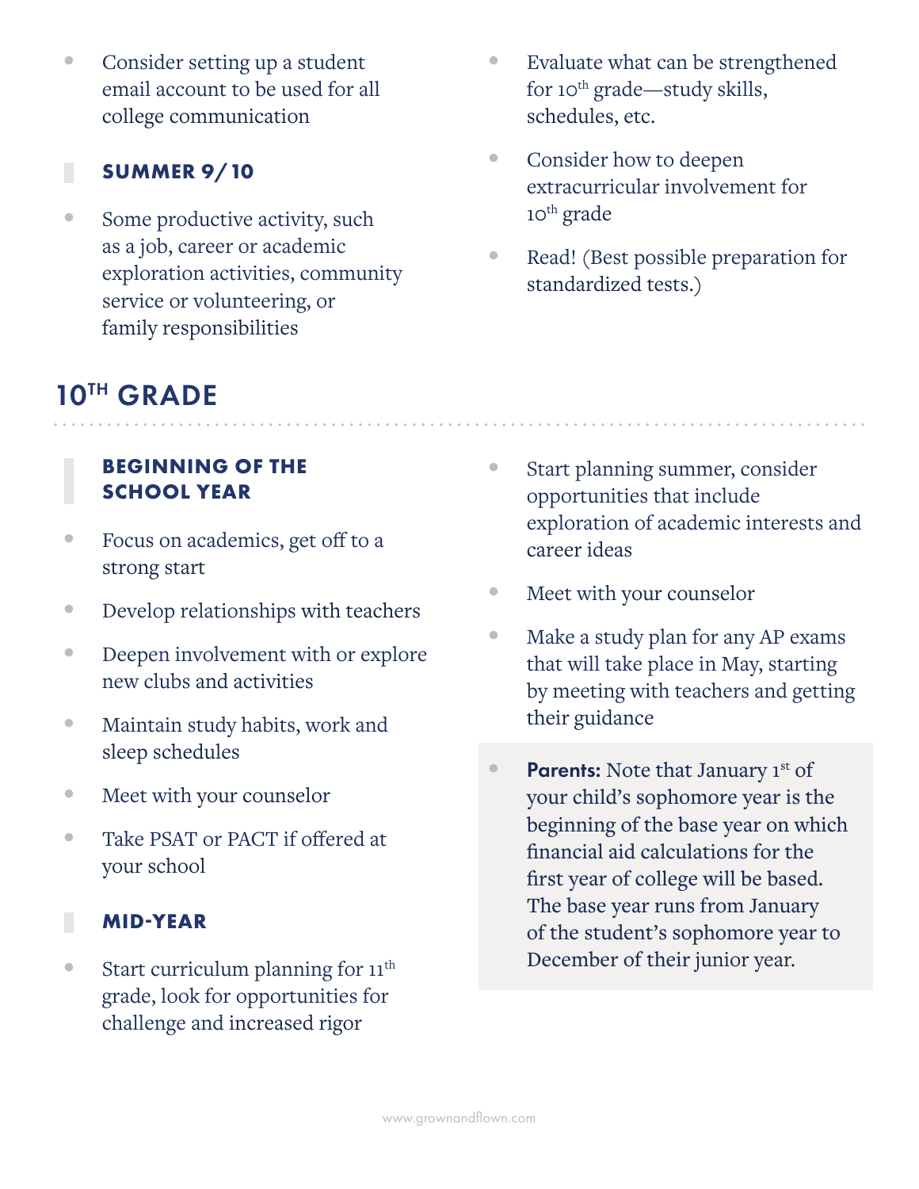- Consider setting up a student email account to be used for all college communication

### SUMMER 9/10

- Some productive activity, such as a job, career or academic exploration activities, community service or volunteering, or family responsibilities
- Evaluate what can be strengthened for 10th grade—study skills, schedules, etc.
- Consider how to deepen extracurricular involvement for 10th grade
- Read! (Best possible preparation for standardized tests.)

## 10TH GRADE

### BEGINNING OF THE SCHOOL YEAR

- Focus on academics, get off to a strong start
- Develop relationships with teachers
- Deepen involvement with or explore new clubs and activities
- Maintain study habits, work and sleep schedules
- Meet with your counselor
- Take PSAT or PACT if offered at your school

### MID-YEAR

- Start curriculum planning for 11th grade, look for opportunities for challenge and increased rigor
- Start planning summer, consider opportunities that include exploration of academic interests and career ideas
- Meet with your counselor
- Make a study plan for any AP exams that will take place in May, starting by meeting with teachers and getting their guidance
- **Parents:** Note that January 1st of your child's sophomore year is the beginning of the base year on which financial aid calculations for the first year of college will be based. The base year runs from January of the student's sophomore year to December of their junior year.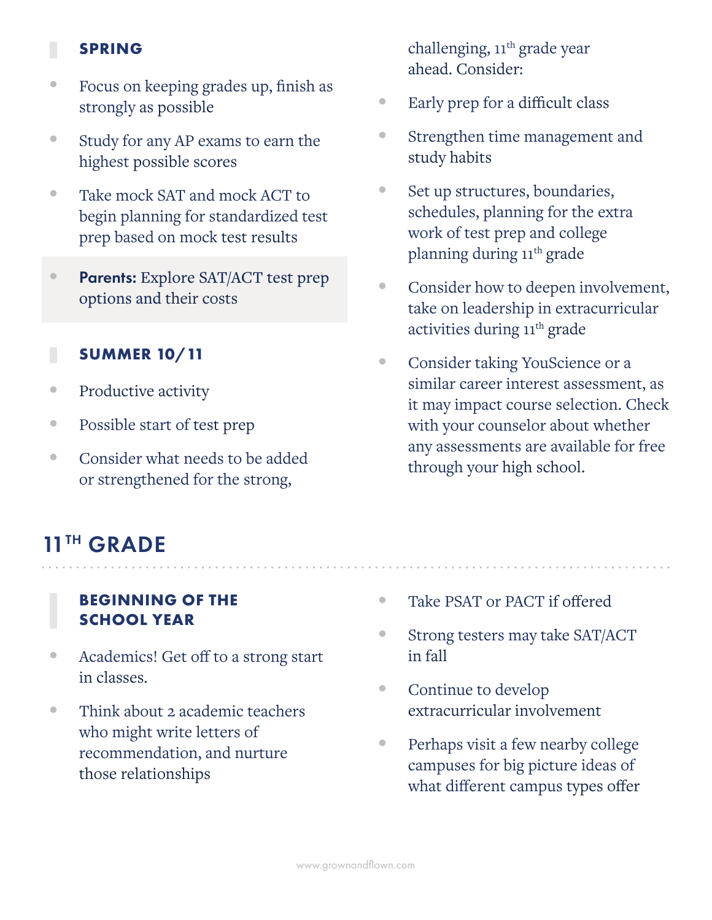### SPRING

- Focus on keeping grades up, finish as strongly as possible
- Study for any AP exams to earn the highest possible scores
- Take mock SAT and mock ACT to begin planning for standardized test prep based on mock test results
- **Parents:** Explore SAT/ACT test prep options and their costs

### SUMMER 10/11

- Productive activity
- Possible start of test prep
- Consider what needs to be added or strengthened for the strong, challenging, 11th grade year ahead. Consider:
- Early prep for a difficult class
- Strengthen time management and study habits
- Set up structures, boundaries, schedules, planning for the extra work of test prep and college planning during 11th grade
- Consider how to deepen involvement, take on leadership in extracurricular activities during 11th grade
- Consider taking YouScience or a similar career interest assessment, as it may impact course selection. Check with your counselor about whether any assessments are available for free through your high school.

## 11TH GRADE

### BEGINNING OF THE SCHOOL YEAR

- Academics! Get off to a strong start in classes.
- Think about 2 academic teachers who might write letters of recommendation, and nurture those relationships
- Take PSAT or PACT if offered
- Strong testers may take SAT/ACT in fall
- Continue to develop extracurricular involvement
- Perhaps visit a few nearby college campuses for big picture ideas of what different campus types offer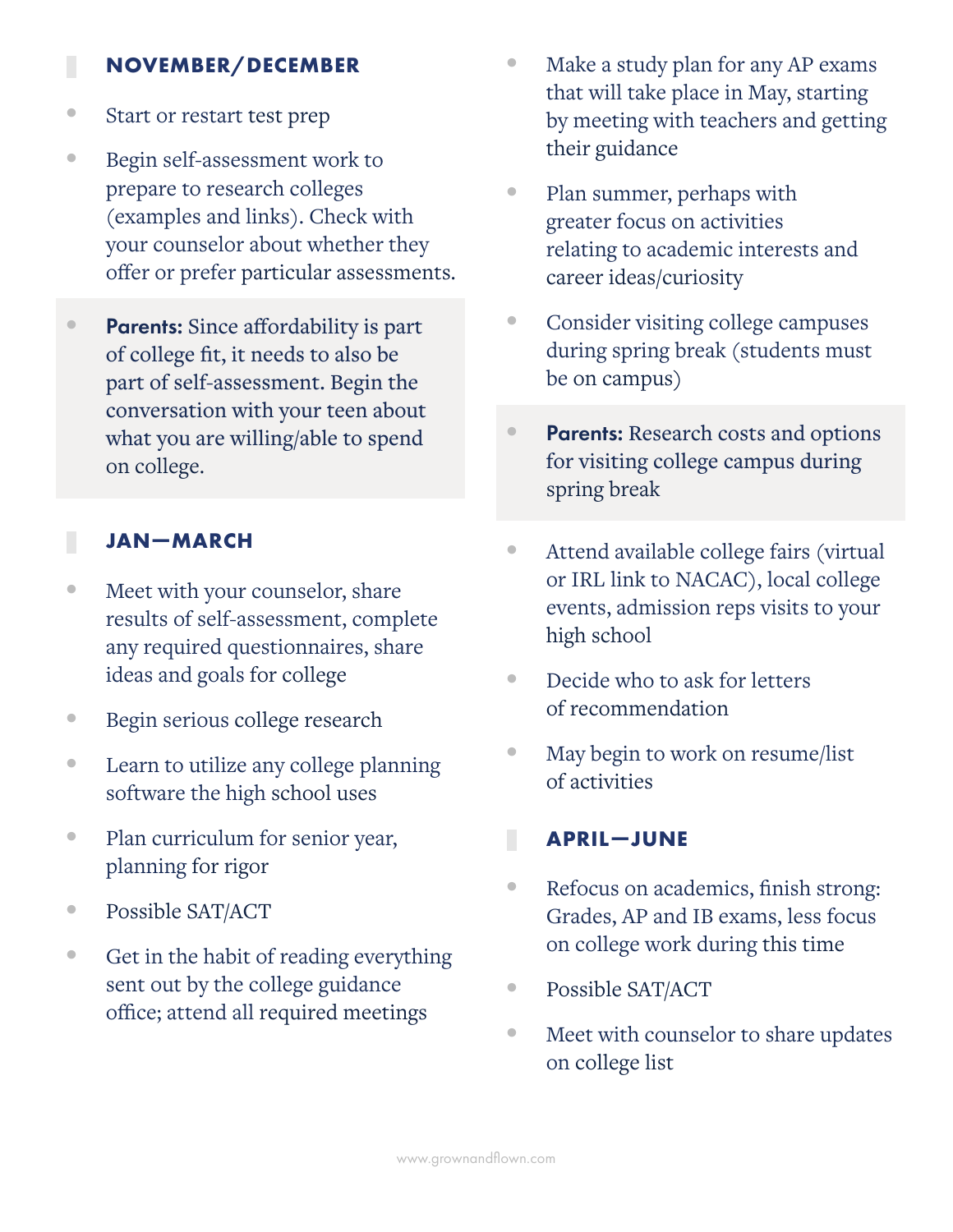## NOVEMBER/DECEMBER

- Start or restart test prep
- Begin self-assessment work to prepare to research colleges (examples and links). Check with your counselor about whether they offer or prefer particular assessments.
- **Parents:** Since affordability is part of college fit, it needs to also be part of self-assessment. Begin the conversation with your teen about what you are willing/able to spend on college.

## JAN—MARCH

- Meet with your counselor, share results of self-assessment, complete any required questionnaires, share ideas and goals for college
- Begin serious college research
- Learn to utilize any college planning software the high school uses
- Plan curriculum for senior year, planning for rigor
- Possible SAT/ACT
- Get in the habit of reading everything sent out by the college guidance office; attend all required meetings
- Make a study plan for any AP exams that will take place in May, starting by meeting with teachers and getting their guidance
- Plan summer, perhaps with greater focus on activities relating to academic interests and career ideas/curiosity
- Consider visiting college campuses during spring break (students must be on campus)
- **Parents:** Research costs and options for visiting college campus during spring break
- Attend available college fairs (virtual or IRL link to NACAC), local college events, admission reps visits to your high school
- Decide who to ask for letters of recommendation
- May begin to work on resume/list of activities

## APRIL—JUNE

- Refocus on academics, finish strong: Grades, AP and IB exams, less focus on college work during this time
- Possible SAT/ACT
- Meet with counselor to share updates on college list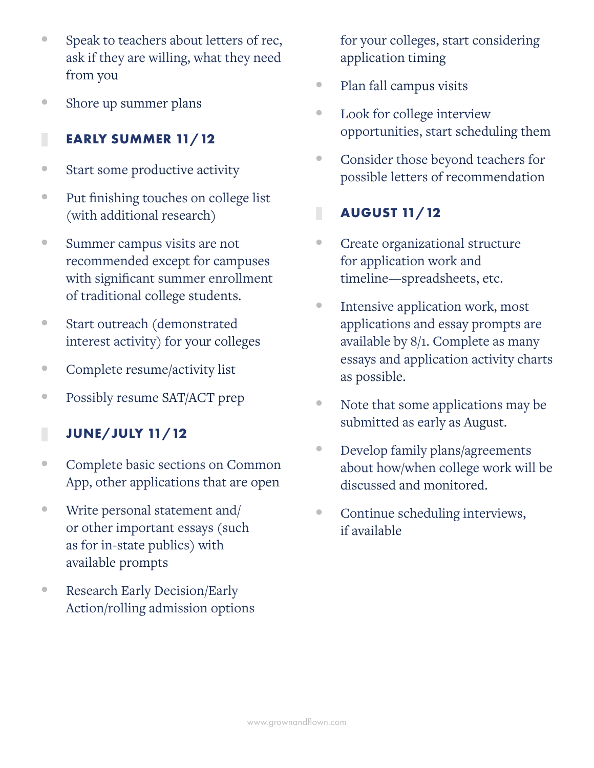- Speak to teachers about letters of rec, ask if they are willing, what they need from you
- Shore up summer plans

## EARLY SUMMER 11/12

- Start some productive activity
- Put finishing touches on college list (with additional research)
- Summer campus visits are not recommended except for campuses with significant summer enrollment of traditional college students.
- Start outreach (demonstrated interest activity) for your colleges
- Complete resume/activity list
- Possibly resume SAT/ACT prep

## JUNE/JULY 11/12

- Complete basic sections on Common App, other applications that are open
- Write personal statement and/or other important essays (such as for in-state publics) with available prompts
- Research Early Decision/Early Action/rolling admission options for your colleges, start considering application timing
- Plan fall campus visits
- Look for college interview opportunities, start scheduling them
- Consider those beyond teachers for possible letters of recommendation

## AUGUST 11/12

- Create organizational structure for application work and timeline—spreadsheets, etc.
- Intensive application work, most applications and essay prompts are available by 8/1. Complete as many essays and application activity charts as possible.
- Note that some applications may be submitted as early as August.
- Develop family plans/agreements about how/when college work will be discussed and monitored.
- Continue scheduling interviews, if available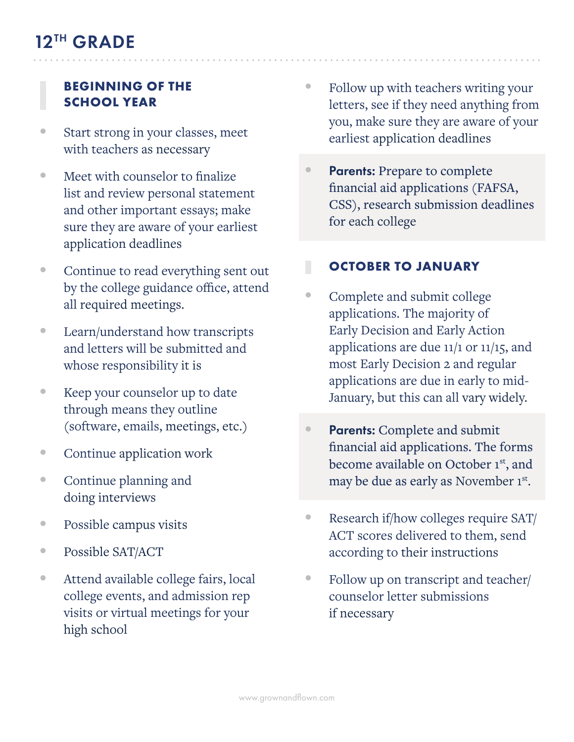## 12TH GRADE

### BEGINNING OF THE SCHOOL YEAR

- Start strong in your classes, meet with teachers as necessary
- Meet with counselor to finalize list and review personal statement and other important essays; make sure they are aware of your earliest application deadlines
- Continue to read everything sent out by the college guidance office, attend all required meetings.
- Learn/understand how transcripts and letters will be submitted and whose responsibility it is
- Keep your counselor up to date through means they outline (software, emails, meetings, etc.)
- Continue application work
- Continue planning and doing interviews
- Possible campus visits
- Possible SAT/ACT
- Attend available college fairs, local college events, and admission rep visits or virtual meetings for your high school
- Follow up with teachers writing your letters, see if they need anything from you, make sure they are aware of your earliest application deadlines
- **Parents:** Prepare to complete financial aid applications (FAFSA, CSS), research submission deadlines for each college

### OCTOBER TO JANUARY

- Complete and submit college applications. The majority of Early Decision and Early Action applications are due 11/1 or 11/15, and most Early Decision 2 and regular applications are due in early to mid-January, but this can all vary widely.
- **Parents:** Complete and submit financial aid applications. The forms become available on October 1st, and may be due as early as November 1st.
- Research if/how colleges require SAT/ACT scores delivered to them, send according to their instructions
- Follow up on transcript and teacher/counselor letter submissions if necessary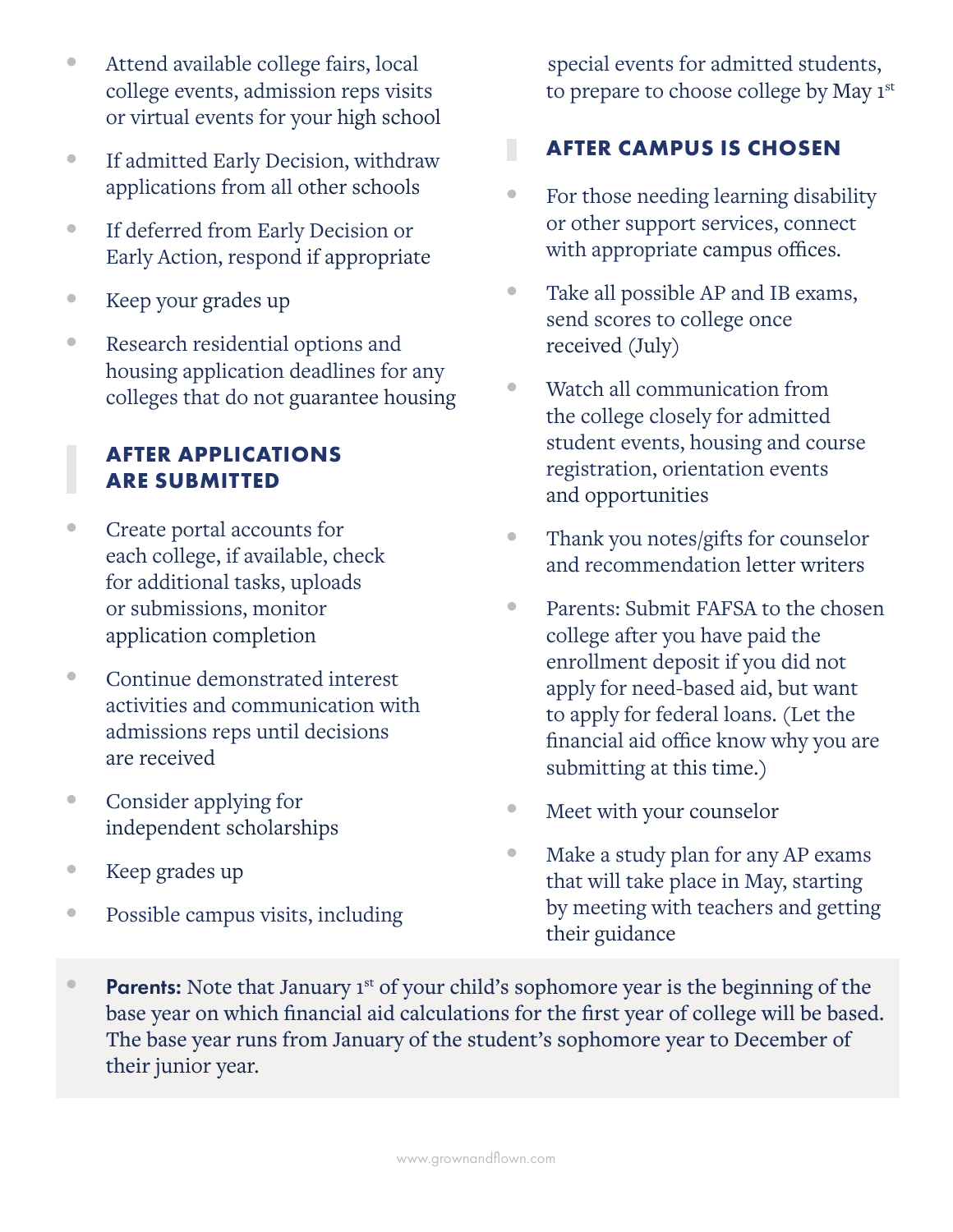- Attend available college fairs, local college events, admission reps visits or virtual events for your high school
- If admitted Early Decision, withdraw applications from all other schools
- If deferred from Early Decision or Early Action, respond if appropriate
- Keep your grades up
- Research residential options and housing application deadlines for any colleges that do not guarantee housing

## AFTER APPLICATIONS ARE SUBMITTED

- Create portal accounts for each college, if available, check for additional tasks, uploads or submissions, monitor application completion
- Continue demonstrated interest activities and communication with admissions reps until decisions are received
- Consider applying for independent scholarships
- Keep grades up
- Possible campus visits, including special events for admitted students, to prepare to choose college by May 1st

## AFTER CAMPUS IS CHOSEN

- For those needing learning disability or other support services, connect with appropriate campus offices.
- Take all possible AP and IB exams, send scores to college once received (July)
- Watch all communication from the college closely for admitted student events, housing and course registration, orientation events and opportunities
- Thank you notes/gifts for counselor and recommendation letter writers
- Parents: Submit FAFSA to the chosen college after you have paid the enrollment deposit if you did not apply for need-based aid, but want to apply for federal loans. (Let the financial aid office know why you are submitting at this time.)
- Meet with your counselor
- Make a study plan for any AP exams that will take place in May, starting by meeting with teachers and getting their guidance

- **Parents:** Note that January 1st of your child's sophomore year is the beginning of the base year on which financial aid calculations for the first year of college will be based. The base year runs from January of the student's sophomore year to December of their junior year.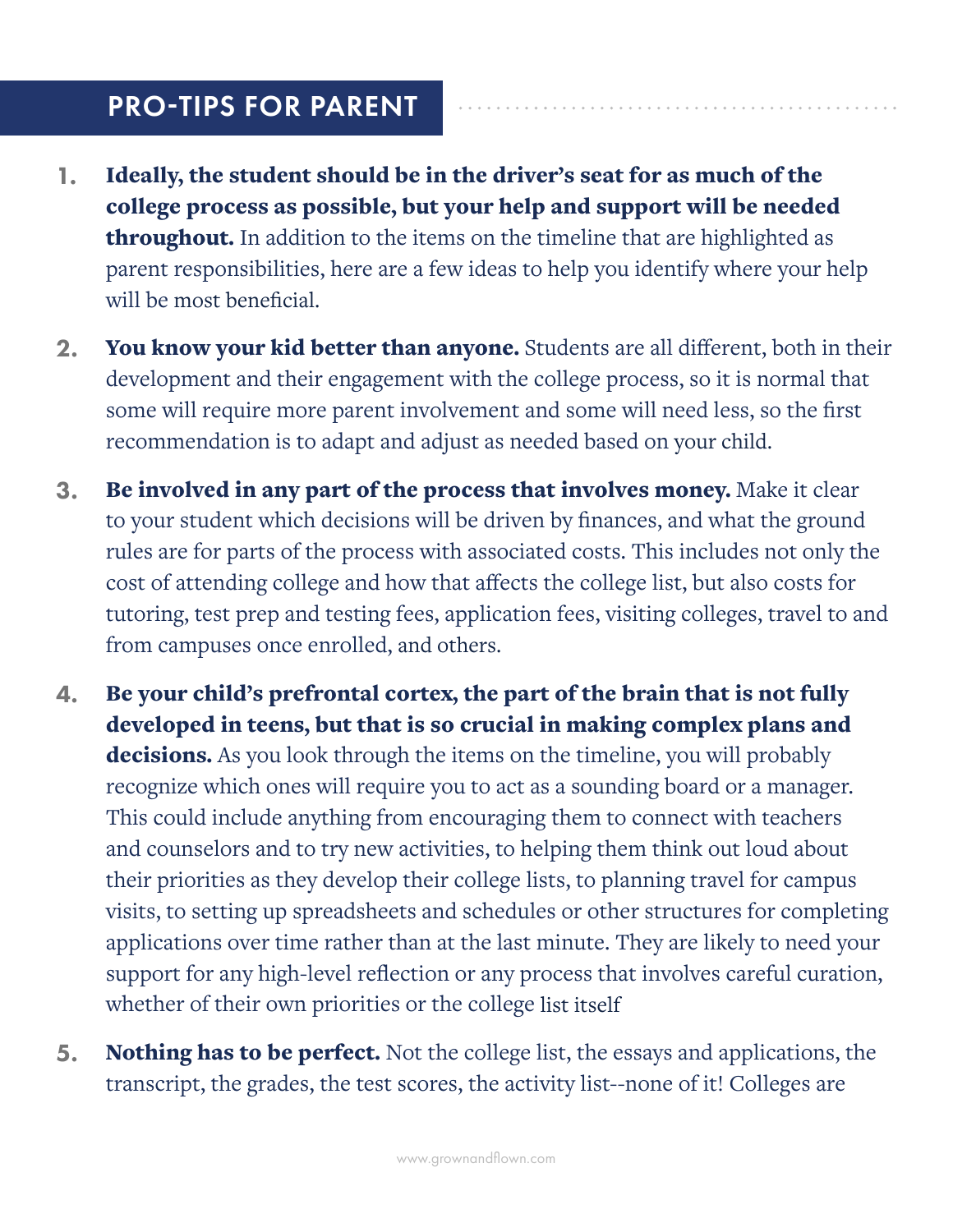## PRO-TIPS FOR PARENT

1. **Ideally, the student should be in the driver's seat for as much of the college process as possible, but your help and support will be needed throughout.** In addition to the items on the timeline that are highlighted as parent responsibilities, here are a few ideas to help you identify where your help will be most beneficial.

2. **You know your kid better than anyone.** Students are all different, both in their development and their engagement with the college process, so it is normal that some will require more parent involvement and some will need less, so the first recommendation is to adapt and adjust as needed based on your child.

3. **Be involved in any part of the process that involves money.** Make it clear to your student which decisions will be driven by finances, and what the ground rules are for parts of the process with associated costs. This includes not only the cost of attending college and how that affects the college list, but also costs for tutoring, test prep and testing fees, application fees, visiting colleges, travel to and from campuses once enrolled, and others.

4. **Be your child's prefrontal cortex, the part of the brain that is not fully developed in teens, but that is so crucial in making complex plans and decisions.** As you look through the items on the timeline, you will probably recognize which ones will require you to act as a sounding board or a manager. This could include anything from encouraging them to connect with teachers and counselors and to try new activities, to helping them think out loud about their priorities as they develop their college lists, to planning travel for campus visits, to setting up spreadsheets and schedules or other structures for completing applications over time rather than at the last minute. They are likely to need your support for any high-level reflection or any process that involves careful curation, whether of their own priorities or the college list itself

5. **Nothing has to be perfect.** Not the college list, the essays and applications, the transcript, the grades, the test scores, the activity list--none of it! Colleges are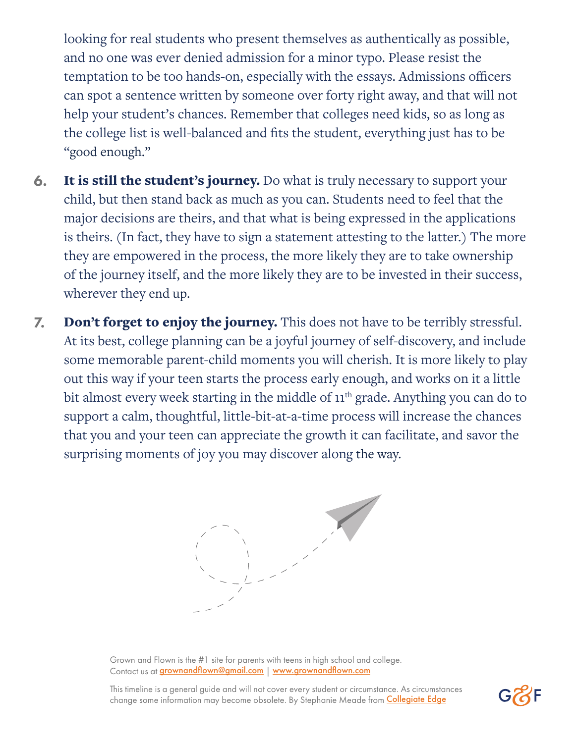looking for real students who present themselves as authentically as possible, and no one was ever denied admission for a minor typo. Please resist the temptation to be too hands-on, especially with the essays. Admissions officers can spot a sentence written by someone over forty right away, and that will not help your student's chances. Remember that colleges need kids, so as long as the college list is well-balanced and fits the student, everything just has to be "good enough."

6. **It is still the student's journey.** Do what is truly necessary to support your child, but then stand back as much as you can. Students need to feel that the major decisions are theirs, and that what is being expressed in the applications is theirs. (In fact, they have to sign a statement attesting to the latter.) The more they are empowered in the process, the more likely they are to take ownership of the journey itself, and the more likely they are to be invested in their success, wherever they end up.

7. **Don't forget to enjoy the journey.** This does not have to be terribly stressful. At its best, college planning can be a joyful journey of self-discovery, and include some memorable parent-child moments you will cherish. It is more likely to play out this way if your teen starts the process early enough, and works on it a little bit almost every week starting in the middle of 11th grade. Anything you can do to support a calm, thoughtful, little-bit-at-a-time process will increase the chances that you and your teen can appreciate the growth it can facilitate, and savor the surprising moments of joy you may discover along the way.

Grown and Flown is the #1 site for parents with teens in high school and college.
Contact us at grownandflown@gmail.com | www.grownandflown.com

This timeline is a general guide and will not cover every student or circumstance. As circumstances change some information may become obsolete. By Stephanie Meade from Collegiate Edge

G&F